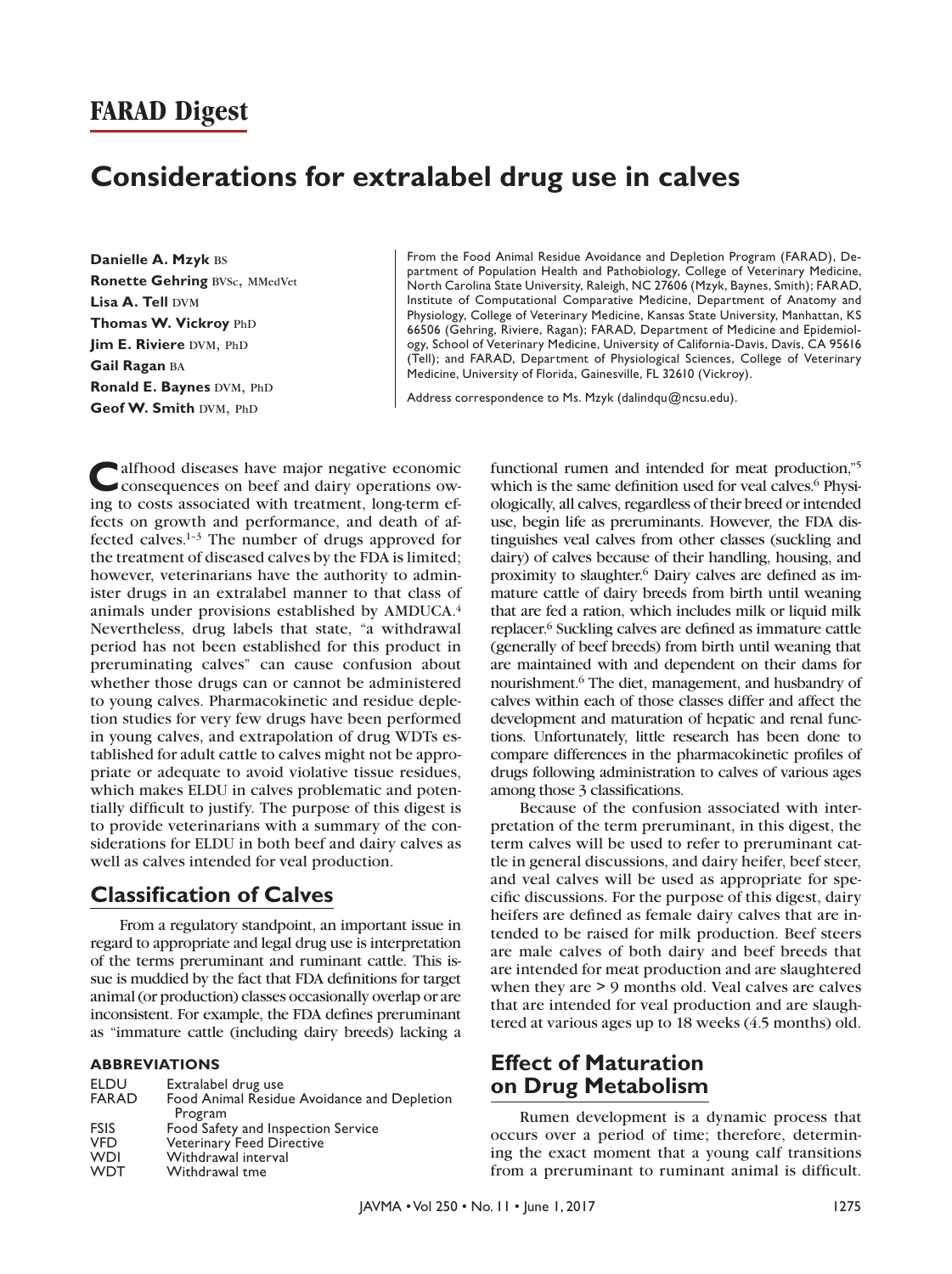# FARAD Digest

# Considerations for extralabel drug use in calves

**Danielle A. Mzyk** BS
**Ronette Gehring** BVSc, MMedVet
**Lisa A. Tell** DVM
**Thomas W. Vickroy** PhD
**Jim E. Riviere** DVM, PhD
**Gail Ragan** BA
**Ronald E. Baynes** DVM, PhD
**Geof W. Smith** DVM, PhD

From the Food Animal Residue Avoidance and Depletion Program (FARAD), Department of Population Health and Pathobiology, College of Veterinary Medicine, North Carolina State University, Raleigh, NC 27606 (Mzyk, Baynes, Smith); FARAD, Institute of Computational Comparative Medicine, Department of Anatomy and Physiology, College of Veterinary Medicine, Kansas State University, Manhattan, KS 66506 (Gehring, Riviere, Ragan); FARAD, Department of Medicine and Epidemiology, School of Veterinary Medicine, University of California-Davis, Davis, CA 95616 (Tell); and FARAD, Department of Physiological Sciences, College of Veterinary Medicine, University of Florida, Gainesville, FL 32610 (Vickroy).

Address correspondence to Ms. Mzyk (dalindqu@ncsu.edu).

Calfhood diseases have major negative economic consequences on beef and dairy operations owing to costs associated with treatment, long-term effects on growth and performance, and death of affected calves.[1–3] The number of drugs approved for the treatment of diseased calves by the FDA is limited; however, veterinarians have the authority to administer drugs in an extralabel manner to that class of animals under provisions established by AMDUCA.[4] Nevertheless, drug labels that state, "a withdrawal period has not been established for this product in preruminating calves" can cause confusion about whether those drugs can or cannot be administered to young calves. Pharmacokinetic and residue depletion studies for very few drugs have been performed in young calves, and extrapolation of drug WDTs established for adult cattle to calves might not be appropriate or adequate to avoid violative tissue residues, which makes ELDU in calves problematic and potentially difficult to justify. The purpose of this digest is to provide veterinarians with a summary of the considerations for ELDU in both beef and dairy calves as well as calves intended for veal production.

## Classification of Calves

From a regulatory standpoint, an important issue in regard to appropriate and legal drug use is interpretation of the terms preruminant and ruminant cattle. This issue is muddied by the fact that FDA definitions for target animal (or production) classes occasionally overlap or are inconsistent. For example, the FDA defines preruminant as "immature cattle (including dairy breeds) lacking a functional rumen and intended for meat production,"[5] which is the same definition used for veal calves.[6] Physiologically, all calves, regardless of their breed or intended use, begin life as preruminants. However, the FDA distinguishes veal calves from other classes (suckling and dairy) of calves because of their handling, housing, and proximity to slaughter.[6] Dairy calves are defined as immature cattle of dairy breeds from birth until weaning that are fed a ration, which includes milk or liquid milk replacer.[6] Suckling calves are defined as immature cattle (generally of beef breeds) from birth until weaning that are maintained with and dependent on their dams for nourishment.[6] The diet, management, and husbandry of calves within each of those classes differ and affect the development and maturation of hepatic and renal functions. Unfortunately, little research has been done to compare differences in the pharmacokinetic profiles of drugs following administration to calves of various ages among those 3 classifications.

Because of the confusion associated with interpretation of the term preruminant, in this digest, the term calves will be used to refer to preruminant cattle in general discussions, and dairy heifer, beef steer, and veal calves will be used as appropriate for specific discussions. For the purpose of this digest, dairy heifers are defined as female dairy calves that are intended to be raised for milk production. Beef steers are male calves of both dairy and beef breeds that are intended for meat production and are slaughtered when they are > 9 months old. Veal calves are calves that are intended for veal production and are slaughtered at various ages up to 18 weeks (4.5 months) old.

**ABBREVIATIONS**

| | |
|---|---|
| ELDU | Extralabel drug use |
| FARAD | Food Animal Residue Avoidance and Depletion Program |
| FSIS | Food Safety and Inspection Service |
| VFD | Veterinary Feed Directive |
| WDI | Withdrawal interval |
| WDT | Withdrawal tme |

## Effect of Maturation on Drug Metabolism

Rumen development is a dynamic process that occurs over a period of time; therefore, determining the exact moment that a young calf transitions from a preruminant to ruminant animal is difficult.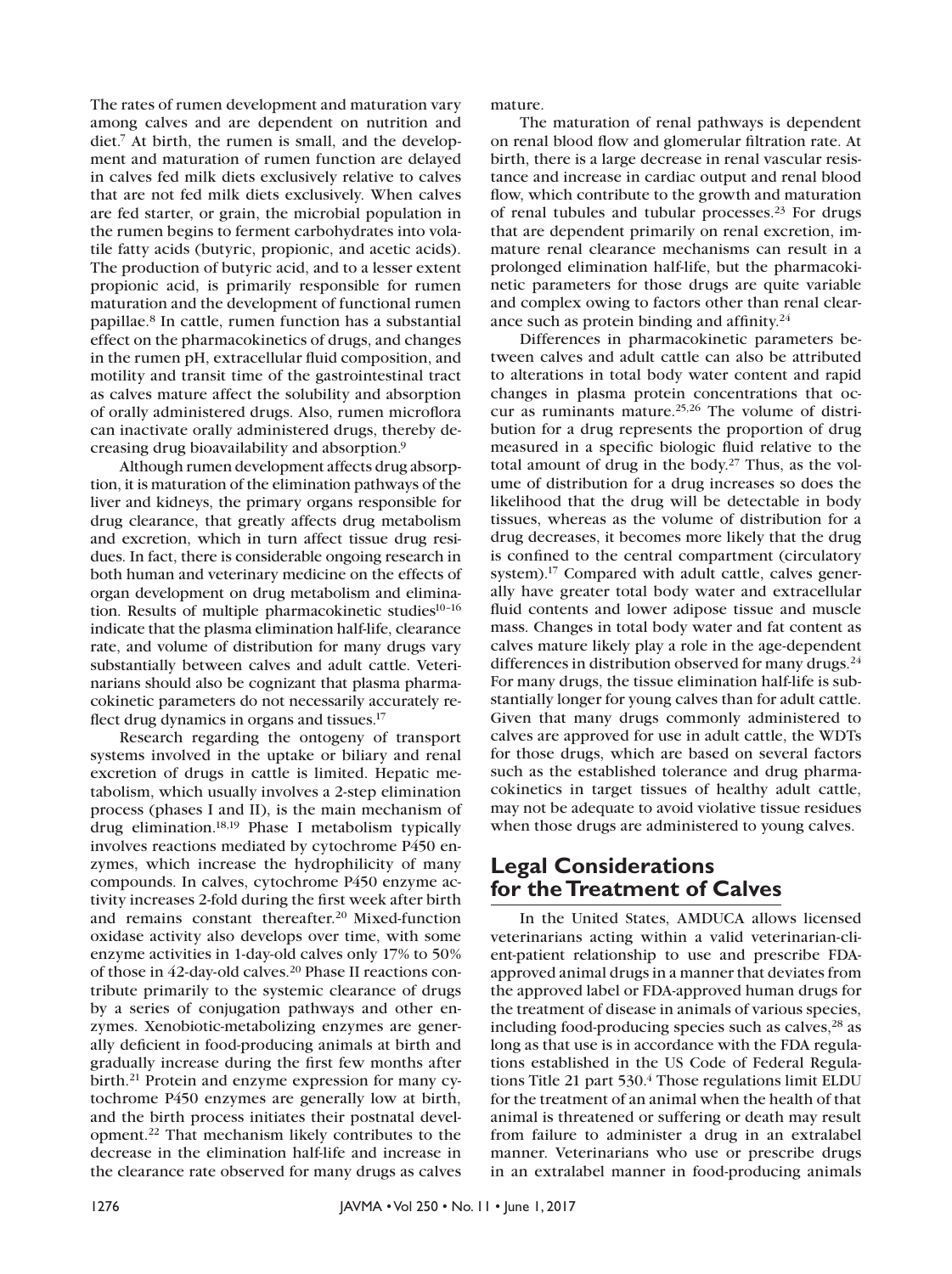The rates of rumen development and maturation vary among calves and are dependent on nutrition and diet.[7] At birth, the rumen is small, and the development and maturation of rumen function are delayed in calves fed milk diets exclusively relative to calves that are not fed milk diets exclusively. When calves are fed starter, or grain, the microbial population in the rumen begins to ferment carbohydrates into volatile fatty acids (butyric, propionic, and acetic acids). The production of butyric acid, and to a lesser extent propionic acid, is primarily responsible for rumen maturation and the development of functional rumen papillae.[8] In cattle, rumen function has a substantial effect on the pharmacokinetics of drugs, and changes in the rumen pH, extracellular fluid composition, and motility and transit time of the gastrointestinal tract as calves mature affect the solubility and absorption of orally administered drugs. Also, rumen microflora can inactivate orally administered drugs, thereby decreasing drug bioavailability and absorption.[9]

Although rumen development affects drug absorption, it is maturation of the elimination pathways of the liver and kidneys, the primary organs responsible for drug clearance, that greatly affects drug metabolism and excretion, which in turn affect tissue drug residues. In fact, there is considerable ongoing research in both human and veterinary medicine on the effects of organ development on drug metabolism and elimination. Results of multiple pharmacokinetic studies[10–16] indicate that the plasma elimination half-life, clearance rate, and volume of distribution for many drugs vary substantially between calves and adult cattle. Veterinarians should also be cognizant that plasma pharmacokinetic parameters do not necessarily accurately reflect drug dynamics in organs and tissues.[17]

Research regarding the ontogeny of transport systems involved in the uptake or biliary and renal excretion of drugs in cattle is limited. Hepatic metabolism, which usually involves a 2-step elimination process (phases I and II), is the main mechanism of drug elimination.[18,19] Phase I metabolism typically involves reactions mediated by cytochrome P450 enzymes, which increase the hydrophilicity of many compounds. In calves, cytochrome P450 enzyme activity increases 2-fold during the first week after birth and remains constant thereafter.[20] Mixed-function oxidase activity also develops over time, with some enzyme activities in 1-day-old calves only 17% to 50% of those in 42-day-old calves.[20] Phase II reactions contribute primarily to the systemic clearance of drugs by a series of conjugation pathways and other enzymes. Xenobiotic-metabolizing enzymes are generally deficient in food-producing animals at birth and gradually increase during the first few months after birth.[21] Protein and enzyme expression for many cytochrome P450 enzymes are generally low at birth, and the birth process initiates their postnatal development.[22] That mechanism likely contributes to the decrease in the elimination half-life and increase in the clearance rate observed for many drugs as calves mature.

The maturation of renal pathways is dependent on renal blood flow and glomerular filtration rate. At birth, there is a large decrease in renal vascular resistance and increase in cardiac output and renal blood flow, which contribute to the growth and maturation of renal tubules and tubular processes.[23] For drugs that are dependent primarily on renal excretion, immature renal clearance mechanisms can result in a prolonged elimination half-life, but the pharmacokinetic parameters for those drugs are quite variable and complex owing to factors other than renal clearance such as protein binding and affinity.[24]

Differences in pharmacokinetic parameters between calves and adult cattle can also be attributed to alterations in total body water content and rapid changes in plasma protein concentrations that occur as ruminants mature.[25,26] The volume of distribution for a drug represents the proportion of drug measured in a specific biologic fluid relative to the total amount of drug in the body.[27] Thus, as the volume of distribution for a drug increases so does the likelihood that the drug will be detectable in body tissues, whereas as the volume of distribution for a drug decreases, it becomes more likely that the drug is confined to the central compartment (circulatory system).[17] Compared with adult cattle, calves generally have greater total body water and extracellular fluid contents and lower adipose tissue and muscle mass. Changes in total body water and fat content as calves mature likely play a role in the age-dependent differences in distribution observed for many drugs.[24] For many drugs, the tissue elimination half-life is substantially longer for young calves than for adult cattle. Given that many drugs commonly administered to calves are approved for use in adult cattle, the WDTs for those drugs, which are based on several factors such as the established tolerance and drug pharmacokinetics in target tissues of healthy adult cattle, may not be adequate to avoid violative tissue residues when those drugs are administered to young calves.

## Legal Considerations for the Treatment of Calves

In the United States, AMDUCA allows licensed veterinarians acting within a valid veterinarian-client-patient relationship to use and prescribe FDA-approved animal drugs in a manner that deviates from the approved label or FDA-approved human drugs for the treatment of disease in animals of various species, including food-producing species such as calves,[28] as long as that use is in accordance with the FDA regulations established in the US Code of Federal Regulations Title 21 part 530.[4] Those regulations limit ELDU for the treatment of an animal when the health of that animal is threatened or suffering or death may result from failure to administer a drug in an extralabel manner. Veterinarians who use or prescribe drugs in an extralabel manner in food-producing animals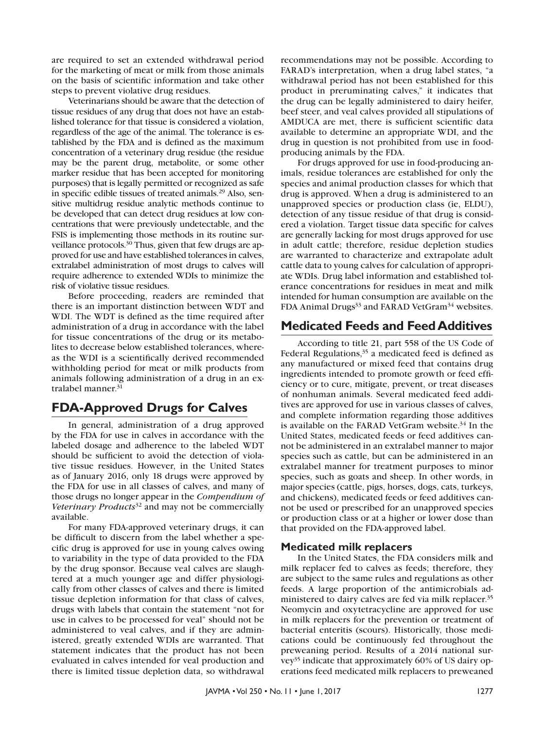are required to set an extended withdrawal period for the marketing of meat or milk from those animals on the basis of scientific information and take other steps to prevent violative drug residues.

Veterinarians should be aware that the detection of tissue residues of any drug that does not have an established tolerance for that tissue is considered a violation, regardless of the age of the animal. The tolerance is established by the FDA and is defined as the maximum concentration of a veterinary drug residue (the residue may be the parent drug, metabolite, or some other marker residue that has been accepted for monitoring purposes) that is legally permitted or recognized as safe in specific edible tissues of treated animals.[29] Also, sensitive multidrug residue analytic methods continue to be developed that can detect drug residues at low concentrations that were previously undetectable, and the FSIS is implementing those methods in its routine surveillance protocols.[30] Thus, given that few drugs are approved for use and have established tolerances in calves, extralabel administration of most drugs to calves will require adherence to extended WDIs to minimize the risk of violative tissue residues.

Before proceeding, readers are reminded that there is an important distinction between WDT and WDI. The WDT is defined as the time required after administration of a drug in accordance with the label for tissue concentrations of the drug or its metabolites to decrease below established tolerances, whereas the WDI is a scientifically derived recommended withholding period for meat or milk products from animals following administration of a drug in an extralabel manner.[31]

## FDA-Approved Drugs for Calves

In general, administration of a drug approved by the FDA for use in calves in accordance with the labeled dosage and adherence to the labeled WDT should be sufficient to avoid the detection of violative tissue residues. However, in the United States as of January 2016, only 18 drugs were approved by the FDA for use in all classes of calves, and many of those drugs no longer appear in the *Compendium of Veterinary Products*[32] and may not be commercially available.

For many FDA-approved veterinary drugs, it can be difficult to discern from the label whether a specific drug is approved for use in young calves owing to variability in the type of data provided to the FDA by the drug sponsor. Because veal calves are slaughtered at a much younger age and differ physiologically from other classes of calves and there is limited tissue depletion information for that class of calves, drugs with labels that contain the statement "not for use in calves to be processed for veal" should not be administered to veal calves, and if they are administered, greatly extended WDIs are warranted. That statement indicates that the product has not been evaluated in calves intended for veal production and there is limited tissue depletion data, so withdrawal recommendations may not be possible. According to FARAD's interpretation, when a drug label states, "a withdrawal period has not been established for this product in preruminating calves," it indicates that the drug can be legally administered to dairy heifer, beef steer, and veal calves provided all stipulations of AMDUCA are met, there is sufficient scientific data available to determine an appropriate WDI, and the drug in question is not prohibited from use in food-producing animals by the FDA.

For drugs approved for use in food-producing animals, residue tolerances are established for only the species and animal production classes for which that drug is approved. When a drug is administered to an unapproved species or production class (ie, ELDU), detection of any tissue residue of that drug is considered a violation. Target tissue data specific for calves are generally lacking for most drugs approved for use in adult cattle; therefore, residue depletion studies are warranted to characterize and extrapolate adult cattle data to young calves for calculation of appropriate WDIs. Drug label information and established tolerance concentrations for residues in meat and milk intended for human consumption are available on the FDA Animal Drugs[33] and FARAD VetGram[34] websites.

## Medicated Feeds and Feed Additives

According to title 21, part 558 of the US Code of Federal Regulations,[35] a medicated feed is defined as any manufactured or mixed feed that contains drug ingredients intended to promote growth or feed efficiency or to cure, mitigate, prevent, or treat diseases of nonhuman animals. Several medicated feed additives are approved for use in various classes of calves, and complete information regarding those additives is available on the FARAD VetGram website.[34] In the United States, medicated feeds or feed additives cannot be administered in an extralabel manner to major species such as cattle, but can be administered in an extralabel manner for treatment purposes to minor species, such as goats and sheep. In other words, in major species (cattle, pigs, horses, dogs, cats, turkeys, and chickens), medicated feeds or feed additives cannot be used or prescribed for an unapproved species or production class or at a higher or lower dose than that provided on the FDA-approved label.

### Medicated milk replacers

In the United States, the FDA considers milk and milk replacer fed to calves as feeds; therefore, they are subject to the same rules and regulations as other feeds. A large proportion of the antimicrobials administered to dairy calves are fed via milk replacer.[35] Neomycin and oxytetracycline are approved for use in milk replacers for the prevention or treatment of bacterial enteritis (scours). Historically, those medications could be continuously fed throughout the preweaning period. Results of a 2014 national survey[35] indicate that approximately 60% of US dairy operations feed medicated milk replacers to preweaned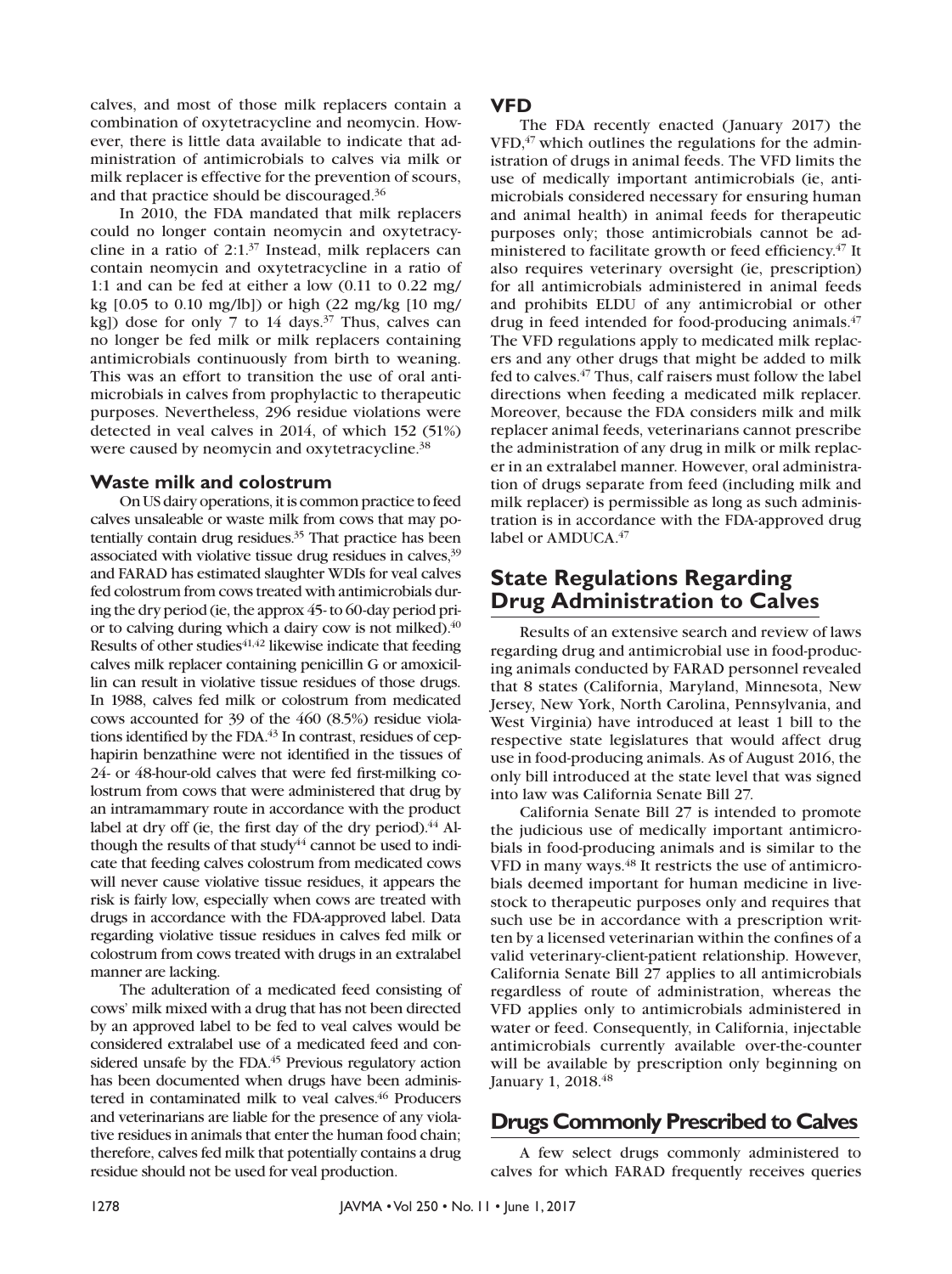calves, and most of those milk replacers contain a combination of oxytetracycline and neomycin. However, there is little data available to indicate that administration of antimicrobials to calves via milk or milk replacer is effective for the prevention of scours, and that practice should be discouraged.[36]

In 2010, the FDA mandated that milk replacers could no longer contain neomycin and oxytetracycline in a ratio of 2:1.[37] Instead, milk replacers can contain neomycin and oxytetracycline in a ratio of 1:1 and can be fed at either a low (0.11 to 0.22 mg/kg [0.05 to 0.10 mg/lb]) or high (22 mg/kg [10 mg/kg]) dose for only 7 to 14 days.[37] Thus, calves can no longer be fed milk or milk replacers containing antimicrobials continuously from birth to weaning. This was an effort to transition the use of oral antimicrobials in calves from prophylactic to therapeutic purposes. Nevertheless, 296 residue violations were detected in veal calves in 2014, of which 152 (51%) were caused by neomycin and oxytetracycline.[38]

### Waste milk and colostrum

On US dairy operations, it is common practice to feed calves unsaleable or waste milk from cows that may potentially contain drug residues.[35] That practice has been associated with violative tissue drug residues in calves,[39] and FARAD has estimated slaughter WDIs for veal calves fed colostrum from cows treated with antimicrobials during the dry period (ie, the approx 45- to 60-day period prior to calving during which a dairy cow is not milked).[40] Results of other studies[41,42] likewise indicate that feeding calves milk replacer containing penicillin G or amoxicillin can result in violative tissue residues of those drugs. In 1988, calves fed milk or colostrum from medicated cows accounted for 39 of the 460 (8.5%) residue violations identified by the FDA.[43] In contrast, residues of cephapirin benzathine were not identified in the tissues of 24- or 48-hour-old calves that were fed first-milking colostrum from cows that were administered that drug by an intramammary route in accordance with the product label at dry off (ie, the first day of the dry period).[44] Although the results of that study[44] cannot be used to indicate that feeding calves colostrum from medicated cows will never cause violative tissue residues, it appears the risk is fairly low, especially when cows are treated with drugs in accordance with the FDA-approved label. Data regarding violative tissue residues in calves fed milk or colostrum from cows treated with drugs in an extralabel manner are lacking.

The adulteration of a medicated feed consisting of cows' milk mixed with a drug that has not been directed by an approved label to be fed to veal calves would be considered extralabel use of a medicated feed and considered unsafe by the FDA.[45] Previous regulatory action has been documented when drugs have been administered in contaminated milk to veal calves.[46] Producers and veterinarians are liable for the presence of any violative residues in animals that enter the human food chain; therefore, calves fed milk that potentially contains a drug residue should not be used for veal production.

### VFD

The FDA recently enacted (January 2017) the VFD,[47] which outlines the regulations for the administration of drugs in animal feeds. The VFD limits the use of medically important antimicrobials (ie, antimicrobials considered necessary for ensuring human and animal health) in animal feeds for therapeutic purposes only; those antimicrobials cannot be administered to facilitate growth or feed efficiency.[47] It also requires veterinary oversight (ie, prescription) for all antimicrobials administered in animal feeds and prohibits ELDU of any antimicrobial or other drug in feed intended for food-producing animals.[47] The VFD regulations apply to medicated milk replacers and any other drugs that might be added to milk fed to calves.[47] Thus, calf raisers must follow the label directions when feeding a medicated milk replacer. Moreover, because the FDA considers milk and milk replacer animal feeds, veterinarians cannot prescribe the administration of any drug in milk or milk replacer in an extralabel manner. However, oral administration of drugs separate from feed (including milk and milk replacer) is permissible as long as such administration is in accordance with the FDA-approved drug label or AMDUCA.[47]

## State Regulations Regarding Drug Administration to Calves

Results of an extensive search and review of laws regarding drug and antimicrobial use in food-producing animals conducted by FARAD personnel revealed that 8 states (California, Maryland, Minnesota, New Jersey, New York, North Carolina, Pennsylvania, and West Virginia) have introduced at least 1 bill to the respective state legislatures that would affect drug use in food-producing animals. As of August 2016, the only bill introduced at the state level that was signed into law was California Senate Bill 27.

California Senate Bill 27 is intended to promote the judicious use of medically important antimicrobials in food-producing animals and is similar to the VFD in many ways.[48] It restricts the use of antimicrobials deemed important for human medicine in livestock to therapeutic purposes only and requires that such use be in accordance with a prescription written by a licensed veterinarian within the confines of a valid veterinary-client-patient relationship. However, California Senate Bill 27 applies to all antimicrobials regardless of route of administration, whereas the VFD applies only to antimicrobials administered in water or feed. Consequently, in California, injectable antimicrobials currently available over-the-counter will be available by prescription only beginning on January 1, 2018.[48]

## Drugs Commonly Prescribed to Calves

A few select drugs commonly administered to calves for which FARAD frequently receives queries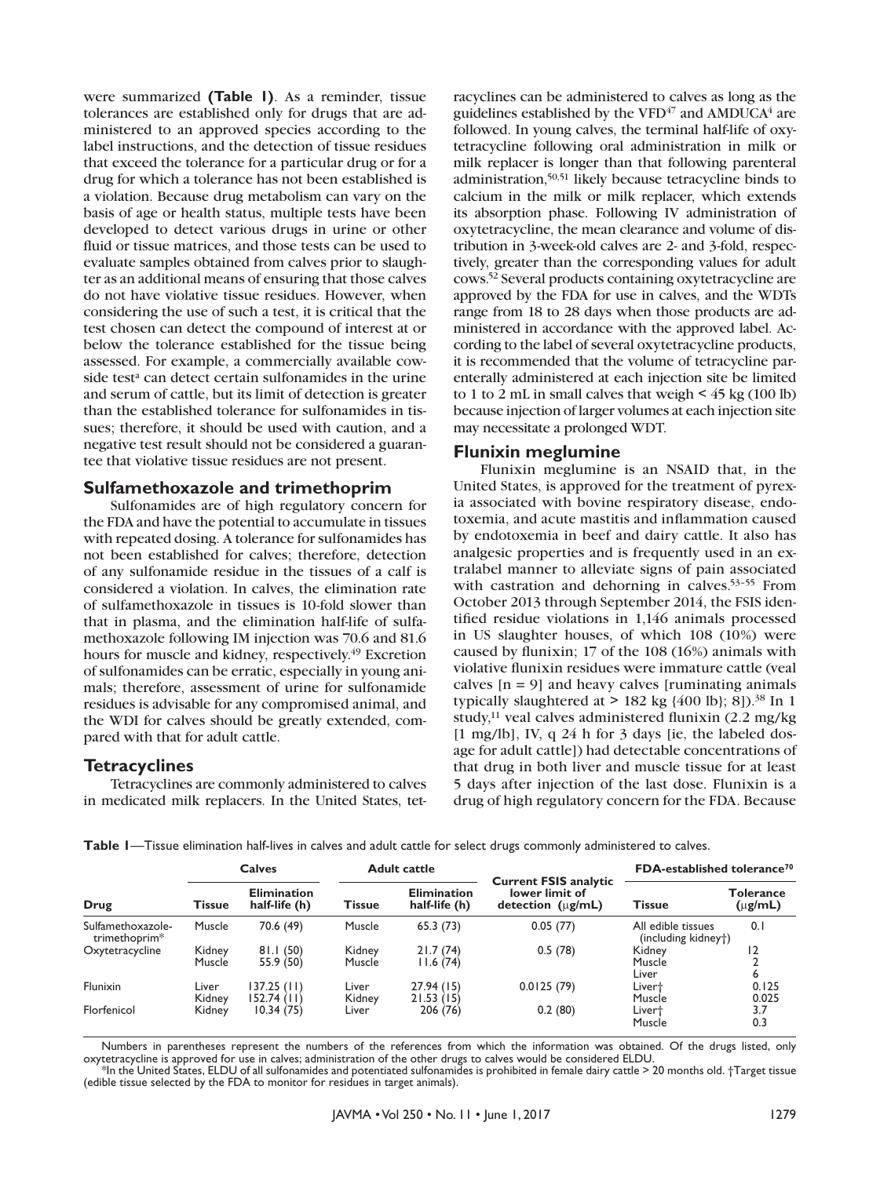were summarized **(Table 1)**. As a reminder, tissue tolerances are established only for drugs that are administered to an approved species according to the label instructions, and the detection of tissue residues that exceed the tolerance for a particular drug or for a drug for which a tolerance has not been established is a violation. Because drug metabolism can vary on the basis of age or health status, multiple tests have been developed to detect various drugs in urine or other fluid or tissue matrices, and those tests can be used to evaluate samples obtained from calves prior to slaughter as an additional means of ensuring that those calves do not have violative tissue residues. However, when considering the use of such a test, it is critical that the test chosen can detect the compound of interest at or below the tolerance established for the tissue being assessed. For example, a commercially available cow-side test[a] can detect certain sulfonamides in the urine and serum of cattle, but its limit of detection is greater than the established tolerance for sulfonamides in tissues; therefore, it should be used with caution, and a negative test result should not be considered a guarantee that violative tissue residues are not present.

## Sulfamethoxazole and trimethoprim

Sulfonamides are of high regulatory concern for the FDA and have the potential to accumulate in tissues with repeated dosing. A tolerance for sulfonamides has not been established for calves; therefore, detection of any sulfonamide residue in the tissues of a calf is considered a violation. In calves, the elimination rate of sulfamethoxazole in tissues is 10-fold slower than that in plasma, and the elimination half-life of sulfamethoxazole following IM injection was 70.6 and 81.6 hours for muscle and kidney, respectively.[49] Excretion of sulfonamides can be erratic, especially in young animals; therefore, assessment of urine for sulfonamide residues is advisable for any compromised animal, and the WDI for calves should be greatly extended, compared with that for adult cattle.

## Tetracyclines

Tetracyclines are commonly administered to calves in medicated milk replacers. In the United States, tetracyclines can be administered to calves as long as the guidelines established by the VFD[47] and AMDUCA[4] are followed. In young calves, the terminal half-life of oxytetracycline following oral administration in milk or milk replacer is longer than that following parenteral administration,[50,51] likely because tetracycline binds to calcium in the milk or milk replacer, which extends its absorption phase. Following IV administration of oxytetracycline, the mean clearance and volume of distribution in 3-week-old calves are 2- and 3-fold, respectively, greater than the corresponding values for adult cows.[52] Several products containing oxytetracycline are approved by the FDA for use in calves, and the WDTs range from 18 to 28 days when those products are administered in accordance with the approved label. According to the label of several oxytetracycline products, it is recommended that the volume of tetracycline parenterally administered at each injection site be limited to 1 to 2 mL in small calves that weigh < 45 kg (100 lb) because injection of larger volumes at each injection site may necessitate a prolonged WDT.

## Flunixin meglumine

Flunixin meglumine is an NSAID that, in the United States, is approved for the treatment of pyrexia associated with bovine respiratory disease, endotoxemia, and acute mastitis and inflammation caused by endotoxemia in beef and dairy cattle. It also has analgesic properties and is frequently used in an extralabel manner to alleviate signs of pain associated with castration and dehorning in calves.[53–55] From October 2013 through September 2014, the FSIS identified residue violations in 1,146 animals processed in US slaughter houses, of which 108 (10%) were caused by flunixin; 17 of the 108 (16%) animals with violative flunixin residues were immature cattle (veal calves [n = 9] and heavy calves [ruminating animals typically slaughtered at > 182 kg {400 lb}; 8]).[38] In 1 study,[11] veal calves administered flunixin (2.2 mg/kg [1 mg/lb], IV, q 24 h for 3 days [ie, the labeled dosage for adult cattle]) had detectable concentrations of that drug in both liver and muscle tissue for at least 5 days after injection of the last dose. Flunixin is a drug of high regulatory concern for the FDA. Because

**Table 1**—Tissue elimination half-lives in calves and adult cattle for select drugs commonly administered to calves.

| | Calves | | Adult cattle | | | FDA-established tolerance[70] | |
|---|---|---|---|---|---|---|---|
| Drug | Tissue | Elimination half-life (h) | Tissue | Elimination half-life (h) | Current FSIS analytic lower limit of detection (μg/mL) | Tissue | Tolerance (μg/mL) |
| Sulfamethoxazole-trimethoprim* | Muscle | 70.6 (49) | Muscle | 65.3 (73) | 0.05 (77) | All edible tissues (including kidney†) | 0.1 |
| Oxytetracycline | Kidney | 81.1 (50) | Kidney | 21.7 (74) | 0.5 (78) | Kidney | 12 |
| | Muscle | 55.9 (50) | Muscle | 11.6 (74) | | Muscle | 2 |
| | | | | | | Liver | 6 |
| Flunixin | Liver | 137.25 (11) | Liver | 27.94 (15) | 0.0125 (79) | Liver† | 0.125 |
| | Kidney | 152.74 (11) | Kidney | 21.53 (15) | | Muscle | 0.025 |
| Florfenicol | Kidney | 10.34 (75) | Liver | 206 (76) | 0.2 (80) | Liver† | 3.7 |
| | | | | | | Muscle | 0.3 |

Numbers in parentheses represent the numbers of the references from which the information was obtained. Of the drugs listed, only oxytetracycline is approved for use in calves; administration of the other drugs to calves would be considered ELDU.

*In the United States, ELDU of all sulfonamides and potentiated sulfonamides is prohibited in female dairy cattle > 20 months old. †Target tissue (edible tissue selected by the FDA to monitor for residues in target animals).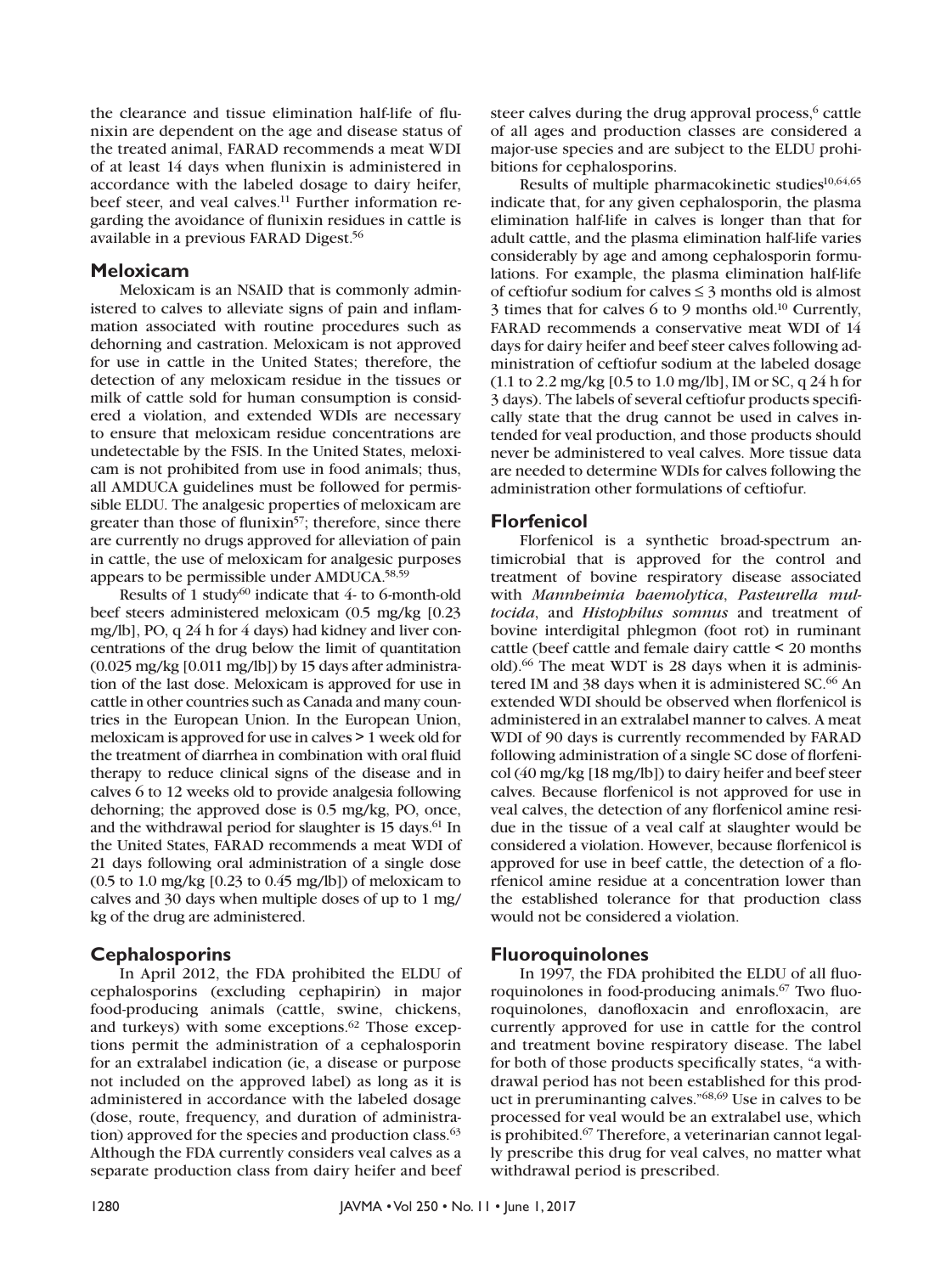the clearance and tissue elimination half-life of flunixin are dependent on the age and disease status of the treated animal, FARAD recommends a meat WDI of at least 14 days when flunixin is administered in accordance with the labeled dosage to dairy heifer, beef steer, and veal calves.[11] Further information regarding the avoidance of flunixin residues in cattle is available in a previous FARAD Digest.[56]

## Meloxicam

Meloxicam is an NSAID that is commonly administered to calves to alleviate signs of pain and inflammation associated with routine procedures such as dehorning and castration. Meloxicam is not approved for use in cattle in the United States; therefore, the detection of any meloxicam residue in the tissues or milk of cattle sold for human consumption is considered a violation, and extended WDIs are necessary to ensure that meloxicam residue concentrations are undetectable by the FSIS. In the United States, meloxicam is not prohibited from use in food animals; thus, all AMDUCA guidelines must be followed for permissible ELDU. The analgesic properties of meloxicam are greater than those of flunixin[57]; therefore, since there are currently no drugs approved for alleviation of pain in cattle, the use of meloxicam for analgesic purposes appears to be permissible under AMDUCA.[58,59]

Results of 1 study[60] indicate that 4- to 6-month-old beef steers administered meloxicam (0.5 mg/kg [0.23 mg/lb], PO, q 24 h for 4 days) had kidney and liver concentrations of the drug below the limit of quantitation (0.025 mg/kg [0.011 mg/lb]) by 15 days after administration of the last dose. Meloxicam is approved for use in cattle in other countries such as Canada and many countries in the European Union. In the European Union, meloxicam is approved for use in calves > 1 week old for the treatment of diarrhea in combination with oral fluid therapy to reduce clinical signs of the disease and in calves 6 to 12 weeks old to provide analgesia following dehorning; the approved dose is 0.5 mg/kg, PO, once, and the withdrawal period for slaughter is 15 days.[61] In the United States, FARAD recommends a meat WDI of 21 days following oral administration of a single dose (0.5 to 1.0 mg/kg [0.23 to 0.45 mg/lb]) of meloxicam to calves and 30 days when multiple doses of up to 1 mg/kg of the drug are administered.

## Cephalosporins

In April 2012, the FDA prohibited the ELDU of cephalosporins (excluding cephapirin) in major food-producing animals (cattle, swine, chickens, and turkeys) with some exceptions.[62] Those exceptions permit the administration of a cephalosporin for an extralabel indication (ie, a disease or purpose not included on the approved label) as long as it is administered in accordance with the labeled dosage (dose, route, frequency, and duration of administration) approved for the species and production class.[63] Although the FDA currently considers veal calves as a separate production class from dairy heifer and beef steer calves during the drug approval process,[6] cattle of all ages and production classes are considered a major-use species and are subject to the ELDU prohibitions for cephalosporins.

Results of multiple pharmacokinetic studies[10,64,65] indicate that, for any given cephalosporin, the plasma elimination half-life in calves is longer than that for adult cattle, and the plasma elimination half-life varies considerably by age and among cephalosporin formulations. For example, the plasma elimination half-life of ceftiofur sodium for calves ≤ 3 months old is almost 3 times that for calves 6 to 9 months old.[10] Currently, FARAD recommends a conservative meat WDI of 14 days for dairy heifer and beef steer calves following administration of ceftiofur sodium at the labeled dosage (1.1 to 2.2 mg/kg [0.5 to 1.0 mg/lb], IM or SC, q 24 h for 3 days). The labels of several ceftiofur products specifically state that the drug cannot be used in calves intended for veal production, and those products should never be administered to veal calves. More tissue data are needed to determine WDIs for calves following the administration other formulations of ceftiofur.

## Florfenicol

Florfenicol is a synthetic broad-spectrum antimicrobial that is approved for the control and treatment of bovine respiratory disease associated with *Mannheimia haemolytica*, *Pasteurella multocida*, and *Histophilus somnus* and treatment of bovine interdigital phlegmon (foot rot) in ruminant cattle (beef cattle and female dairy cattle < 20 months old).[66] The meat WDT is 28 days when it is administered IM and 38 days when it is administered SC.[66] An extended WDI should be observed when florfenicol is administered in an extralabel manner to calves. A meat WDI of 90 days is currently recommended by FARAD following administration of a single SC dose of florfenicol (40 mg/kg [18 mg/lb]) to dairy heifer and beef steer calves. Because florfenicol is not approved for use in veal calves, the detection of any florfenicol amine residue in the tissue of a veal calf at slaughter would be considered a violation. However, because florfenicol is approved for use in beef cattle, the detection of a florfenicol amine residue at a concentration lower than the established tolerance for that production class would not be considered a violation.

## Fluoroquinolones

In 1997, the FDA prohibited the ELDU of all fluoroquinolones in food-producing animals.[67] Two fluoroquinolones, danofloxacin and enrofloxacin, are currently approved for use in cattle for the control and treatment bovine respiratory disease. The label for both of those products specifically states, "a withdrawal period has not been established for this product in preruminanting calves."[68,69] Use in calves to be processed for veal would be an extralabel use, which is prohibited.[67] Therefore, a veterinarian cannot legally prescribe this drug for veal calves, no matter what withdrawal period is prescribed.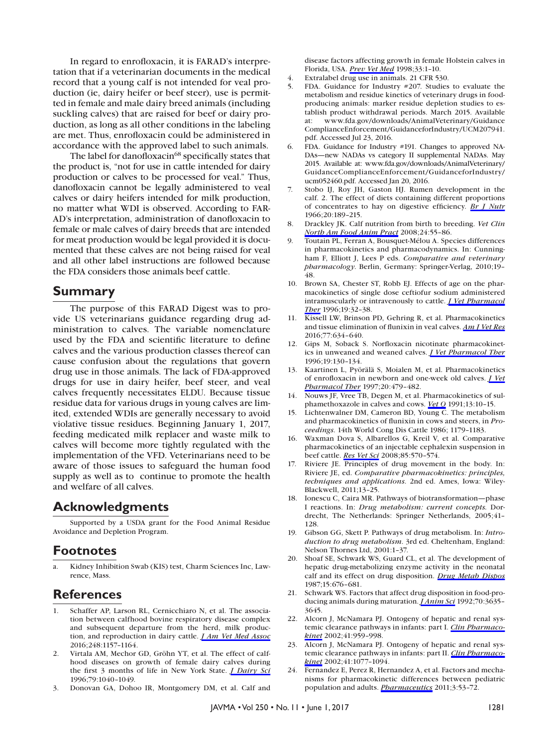In regard to enrofloxacin, it is FARAD's interpretation that if a veterinarian documents in the medical record that a young calf is not intended for veal production (ie, dairy heifer or beef steer), use is permitted in female and male dairy breed animals (including suckling calves) that are raised for beef or dairy production, as long as all other conditions in the labeling are met. Thus, enrofloxacin could be administered in accordance with the approved label to such animals.

The label for danofloxacin[68] specifically states that the product is, "not for use in cattle intended for dairy production or calves to be processed for veal." Thus, danofloxacin cannot be legally administered to veal calves or dairy heifers intended for milk production, no matter what WDI is observed. According to FARAD's interpretation, administration of danofloxacin to female or male calves of dairy breeds that are intended for meat production would be legal provided it is documented that these calves are not being raised for veal and all other label instructions are followed because the FDA considers those animals beef cattle.

## Summary

The purpose of this FARAD Digest was to provide US veterinarians guidance regarding drug administration to calves. The variable nomenclature used by the FDA and scientific literature to define calves and the various production classes thereof can cause confusion about the regulations that govern drug use in those animals. The lack of FDA-approved drugs for use in dairy heifer, beef steer, and veal calves frequently necessitates ELDU. Because tissue residue data for various drugs in young calves are limited, extended WDIs are generally necessary to avoid violative tissue residues. Beginning January 1, 2017, feeding medicated milk replacer and waste milk to calves will become more tightly regulated with the implementation of the VFD. Veterinarians need to be aware of those issues to safeguard the human food supply as well as to continue to promote the health and welfare of all calves.

## Acknowledgments

Supported by a USDA grant for the Food Animal Residue Avoidance and Depletion Program.

## Footnotes

a. Kidney Inhibition Swab (KIS) test, Charm Sciences Inc, Lawrence, Mass.

## References

1. Schaffer AP, Larson RL, Cernicchiaro N, et al. The association between calfhood bovine respiratory disease complex and subsequent departure from the herd, milk production, and reproduction in dairy cattle. *J Am Vet Med Assoc* 2016;248:1157–1164.
2. Virtala AM, Mechor GD, Gröhn YT, et al. The effect of calfhood diseases on growth of female dairy calves during the first 3 months of life in New York State. *J Dairy Sci* 1996;79:1040–1049.
3. Donovan GA, Dohoo IR, Montgomery DM, et al. Calf and disease factors affecting growth in female Holstein calves in Florida, USA. *Prev Vet Med* 1998;33:1–10.
4. Extralabel drug use in animals. 21 CFR 530.
5. FDA. Guidance for Industry #207. Studies to evaluate the metabolism and residue kinetics of veterinary drugs in food-producing animals: marker residue depletion studies to establish product withdrawal periods. March 2015. Available at: www.fda.gov/downloads/AnimalVeterinary/GuidanceComplianceEnforcement/GuidanceforIndustry/UCM207941.pdf. Accessed Jul 23, 2016.
6. FDA. Guidance for Industry #191. Changes to approved NADAs—new NADAs vs category II supplemental NADAs. May 2015. Available at: www.fda.gov/downloads/AnimalVeterinary/GuidanceComplianceEnforcement/GuidanceforIndustry/ucm052460.pdf. Accessed Jan 20, 2016.
7. Stobo IJ, Roy JH, Gaston HJ. Rumen development in the calf. 2. The effect of diets containing different proportions of concentrates to hay on digestive efficiency. *Br J Nutr* 1966;20:189–215.
8. Drackley JK. Calf nutrition from birth to breeding. *Vet Clin North Am Food Anim Pract* 2008;24:55–86.
9. Toutain PL, Ferran A, Bousquet-Mélou A. Species differences in pharmacokinetics and pharmacodynamics. In: Cunningham F, Elliott J, Lees P eds. *Comparative and veterinary pharmacology*. Berlin, Germany: Springer-Verlag, 2010;19–48.
10. Brown SA, Chester ST, Robb EJ. Effects of age on the pharmacokinetics of single dose ceftiofur sodium administered intramuscularly or intravenously to cattle. *J Vet Pharmacol Ther* 1996;19:32–38.
11. Kissell LW, Brinson PD, Gehring R, et al. Pharmacokinetics and tissue elimination of flunixin in veal calves. *Am J Vet Res* 2016;77:634–640.
12. Gips M, Soback S. Norfloxacin nicotinate pharmacokinetics in unweaned and weaned calves. *J Vet Pharmacol Ther* 1996;19:130–134.
13. Kaartinen L, Pyörälä S, Moialen M, et al. Pharmacokinetics of enrofloxacin in newborn and one-week old calves. *J Vet Pharmacol Ther* 1997;20:479–482.
14. Nouws JF, Vree TB, Degen M, et al. Pharmacokinetics of sulphamethoxazole in calves and cows. *Vet Q* 1991;13:10–15.
15. Lichtenwalner DM, Cameron BD, Young C. The metabolism and pharmacokinetics of flunixin in cows and steers, in *Proceedings*. 14th World Cong Dis Cattle 1986; 1179–1183.
16. Waxman Dova S, Albarellos G, Kreil V, et al. Comparative pharmacokinetics of an injectable cephalexin suspension in beef cattle. *Res Vet Sci* 2008;85:570–574.
17. Riviere JE. Principles of drug movement in the body. In: Riviere JE, ed. *Comparative pharmacokinetics: principles, techniques and applications*. 2nd ed. Ames, Iowa: Wiley-Blackwell, 2011;13–25.
18. Ionescu C, Caira MR. Pathways of biotransformation—phase I reactions. In: *Drug metabolism: current concepts*. Dordrecht, The Netherlands: Springer Netherlands, 2005;41–128.
19. Gibson GG, Skett P. Pathways of drug metabolism. In: *Introduction to drug metabolism*. 3rd ed. Cheltenham, England: Nelson Thornes Ltd, 2001:1–37.
20. Shoaf SE, Schwark WS, Guard CL, et al. The development of hepatic drug-metabolizing enzyme activity in the neonatal calf and its effect on drug disposition. *Drug Metab Dispos* 1987;15:676–681.
21. Schwark WS. Factors that affect drug disposition in food-producing animals during maturation. *J Anim Sci* 1992;70:3635–3645.
22. Alcorn J, McNamara PJ. Ontogeny of hepatic and renal systemic clearance pathways in infants: part I. *Clin Pharmacokinet* 2002;41:959–998.
23. Alcorn J, McNamara PJ. Ontogeny of hepatic and renal systemic clearance pathways in infants: part II. *Clin Pharmacokinet* 2002;41:1077–1094.
24. Fernandez E, Perez R, Hernandez A, et al. Factors and mechanisms for pharmacokinetic differences between pediatric population and adults. *Pharmaceutics* 2011;3:53–72.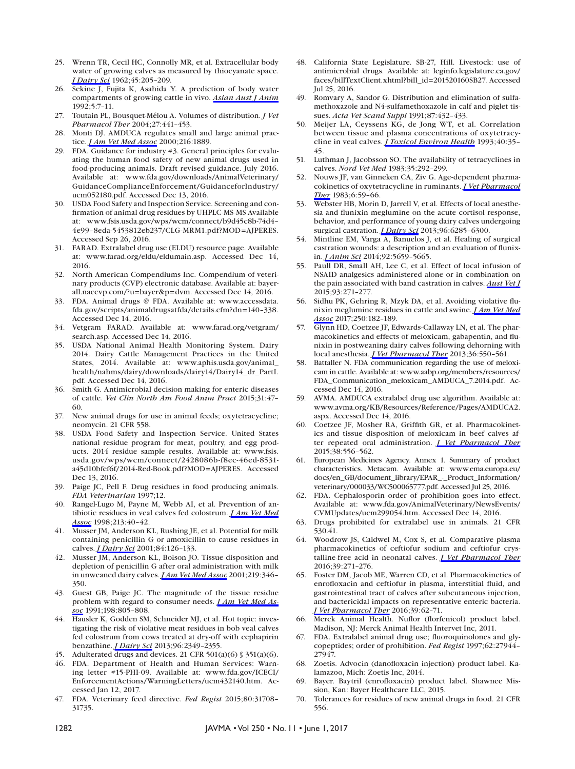25. Wrenn TR, Cecil HC, Connolly MR, et al. Extracellular body water of growing calves as measured by thiocyanate space. *J Dairy Sci* 1962;45:205–209.
26. Sekine J, Fujita K, Asahida Y. A prediction of body water compartments of growing cattle in vivo. *Asian Aust J Anim* 1992;5:7–11.
27. Toutain PL, Bousquet-Mélou A. Volumes of distribution. *J Vet Pharmacol Ther* 2004;27:441–453.
28. Monti DJ. AMDUCA regulates small and large animal practice. *J Am Vet Med Assoc* 2000;216:1889.
29. FDA. Guidance for industry #3. General principles for evaluating the human food safety of new animal drugs used in food-producing animals. Draft revised guidance. July 2016. Available at: www.fda.gov/downloads/AnimalVeterinary/GuidanceComplianceEnforcement/GuidanceforIndustry/ucm052180.pdf. Accessed Dec 13, 2016.
30. USDA Food Safety and Inspection Service. Screening and confirmation of animal drug residues by UHPLC-MS-MS Available at: www.fsis.usda.gov/wps/wcm/connect/b9d45c8b-74d4-4e99-8eda-5453812eb237/CLG-MRM1.pdf?MOD=AJPERES. Accessed Sep 26, 2016.
31. FARAD. Extralabel drug use (ELDU) resource page. Available at: www.farad.org/eldu/eldumain.asp. Accessed Dec 14, 2016.
32. North American Compendiums Inc. Compendium of veterinary products (CVP) electronic database. Available at: bayer-all.naccvp.com/?u=bayer&p=dvm. Accessed Dec 14, 2016.
33. FDA. Animal drugs @ FDA. Available at: www.accessdata.fda.gov/scripts/animaldrugsatfda/details.cfm?dn=140-338. Accessed Dec 14, 2016.
34. Vetgram FARAD. Available at: www.farad.org/vetgram/search.asp. Accessed Dec 14, 2016.
35. USDA National Animal Health Monitoring System. Dairy 2014. Dairy Cattle Management Practices in the United States, 2014. Available at: www.aphis.usda.gov/animal_health/nahms/dairy/downloads/dairy14/Dairy14_dr_PartI.pdf. Accessed Dec 14, 2016.
36. Smith G. Antimicrobial decision making for enteric diseases of cattle. *Vet Clin North Am Food Anim Pract* 2015;31:47–60.
37. New animal drugs for use in animal feeds; oxytetracycline; neomycin. 21 CFR 558.
38. USDA Food Safety and Inspection Service. United States national residue program for meat, poultry, and egg products. 2014 residue sample results. Available at: www.fsis.usda.gov/wps/wcm/connect/2428086b-f8ec-46ed-8531-a45d10bfef6f/2014-Red-Book.pdf?MOD=AJPERES. Accessed Dec 13, 2016.
39. Paige JC, Pell F. Drug residues in food producing animals. *FDA Veterinarian* 1997;12.
40. Rangel-Lugo M, Payne M, Webb AI, et al. Prevention of antibiotic residues in veal calves fed colostrum. *J Am Vet Med Assoc* 1998;213:40–42.
41. Musser JM, Anderson KL, Rushing JE, et al. Potential for milk containing penicillin G or amoxicillin to cause residues in calves. *J Dairy Sci* 2001;84:126–133.
42. Musser JM, Anderson KL, Boison JO. Tissue disposition and depletion of penicillin G after oral administration with milk in unweaned dairy calves. *J Am Vet Med Assoc* 2001;219:346–350.
43. Guest GB, Paige JC. The magnitude of the tissue residue problem with regard to consumer needs. *J Am Vet Med Assoc* 1991;198:805–808.
44. Hausler K, Godden SM, Schneider MJ, et al. Hot topic: investigating the risk of violative meat residues in bob veal calves fed colostrum from cows treated at dry-off with cephapirin benzathine. *J Dairy Sci* 2013;96:2349–2355.
45. Adulterated drugs and devices. 21 CFR 501(a)(6) § 351(a)(6).
46. FDA. Department of Health and Human Services: Warning letter #15-PHI-09. Available at: www.fda.gov/ICECI/EnforcementActions/WarningLetters/ucm432140.htm. Accessed Jan 12, 2017.
47. FDA. Veterinary feed directive. *Fed Regist* 2015;80:31708–31735.
48. California State Legislature. SB-27, Hill. Livestock: use of antimicrobial drugs. Available at: leginfo.legislature.ca.gov/faces/billTextClient.xhtml?bill_id=201520160SB27. Accessed Jul 25, 2016.
49. Romvary A, Sandor G. Distribution and elimination of sulfamethoxazole and N4-sulfamethoxazole in calf and piglet tissues. *Acta Vet Scand Suppl* 1991;87:432–433.
50. Meijer LA, Ceyssens KG, de Jong WT, et al. Correlation between tissue and plasma concentrations of oxytetracycline in veal calves. *J Toxicol Environ Health* 1993;40:35–45.
51. Luthman J, Jacobsson SO. The availability of tetracyclines in calves. *Nord Vet Med* 1983;35:292–299.
52. Nouws JF, van Ginneken CA, Ziv G. Age-dependent pharmacokinetics of oxytetracycline in ruminants. *J Vet Pharmacol Ther* 1983;6:59–66.
53. Webster HB, Morin D, Jarrell V, et al. Effects of local anesthesia and flunixin meglumine on the acute cortisol response, behavior, and performance of young dairy calves undergoing surgical castration. *J Dairy Sci* 2013;96:6285–6300.
54. Mintline EM, Varga A, Banuelos J, et al. Healing of surgical castration wounds: a description and an evaluation of flunixin. *J Anim Sci* 2014;92:5659–5665.
55. Paull DR, Small AH, Lee C, et al. Effect of local infusion of NSAID analgesics administered alone or in combination on the pain associated with band castration in calves. *Aust Vet J* 2015;93:271–277.
56. Sidhu PK, Gehring R, Mzyk DA, et al. Avoiding violative flunixin meglumine residues in cattle and swine. *J Am Vet Med Assoc* 2017;250:182–189.
57. Glynn HD, Coetzee JF, Edwards-Callaway LN, et al. The pharmacokinetics and effects of meloxicam, gabapentin, and flunixin in postweaning dairy calves following dehorning with local anesthesia. *J Vet Pharmacol Ther* 2013;36:550–561.
58. Battaller N. FDA communication regarding the use of meloxicam in cattle. Available at: www.aabp.org/members/resources/FDA_Communication_meloxicam_AMDUCA_7.2014.pdf. Accessed Dec 14, 2016.
59. AVMA. AMDUCA extralabel drug use algorithm. Available at: www.avma.org/KB/Resources/Reference/Pages/AMDUCA2.aspx. Accessed Dec 14, 2016.
60. Coetzee JF, Mosher RA, Griffith GR, et al. Pharmacokinetics and tissue disposition of meloxicam in beef calves after repeated oral administration. *J Vet Pharmacol Ther* 2015;38:556–562.
61. European Medicines Agency. Annex 1. Summary of product characteristics. Metacam. Available at: www.ema.europa.eu/docs/en_GB/document_library/EPAR_-_Product_Information/veterinary/000033/WC500065777.pdf. Accessed Jul 25, 2016.
62. FDA. Cephalosporin order of prohibition goes into effect. Available at: www.fda.gov/AnimalVeterinary/NewsEvents/CVMUpdates/ucm299054.htm. Accessed Dec 14, 2016.
63. Drugs prohibited for extralabel use in animals. 21 CFR 530.41.
64. Woodrow JS, Caldwel M, Cox S, et al. Comparative plasma pharmacokinetics of ceftiofur sodium and ceftiofur crystalline-free acid in neonatal calves. *J Vet Pharmacol Ther* 2016;39:271–276.
65. Foster DM, Jacob ME, Warren CD, et al. Pharmacokinetics of enrofloxacin and ceftiofur in plasma, interstitial fluid, and gastrointestinal tract of calves after subcutaneous injection, and bactericidal impacts on representative enteric bacteria. *J Vet Pharmacol Ther* 2016;39:62–71.
66. Merck Animal Health. Nuflor (florfenicol) product label. Madison, NJ: Merck Animal Health Intervet Inc, 2011.
67. FDA. Extralabel animal drug use; fluoroquinolones and glycopeptides; order of prohibition. *Fed Regist* 1997;62:27944–27947.
68. Zoetis. Advocin (danofloxacin injection) product label. Kalamazoo, Mich: Zoetis Inc, 2014.
69. Bayer. Baytril (enrofloxacin) product label. Shawnee Mission, Kan: Bayer Healthcare LLC, 2015.
70. Tolerances for residues of new animal drugs in food. 21 CFR 556.